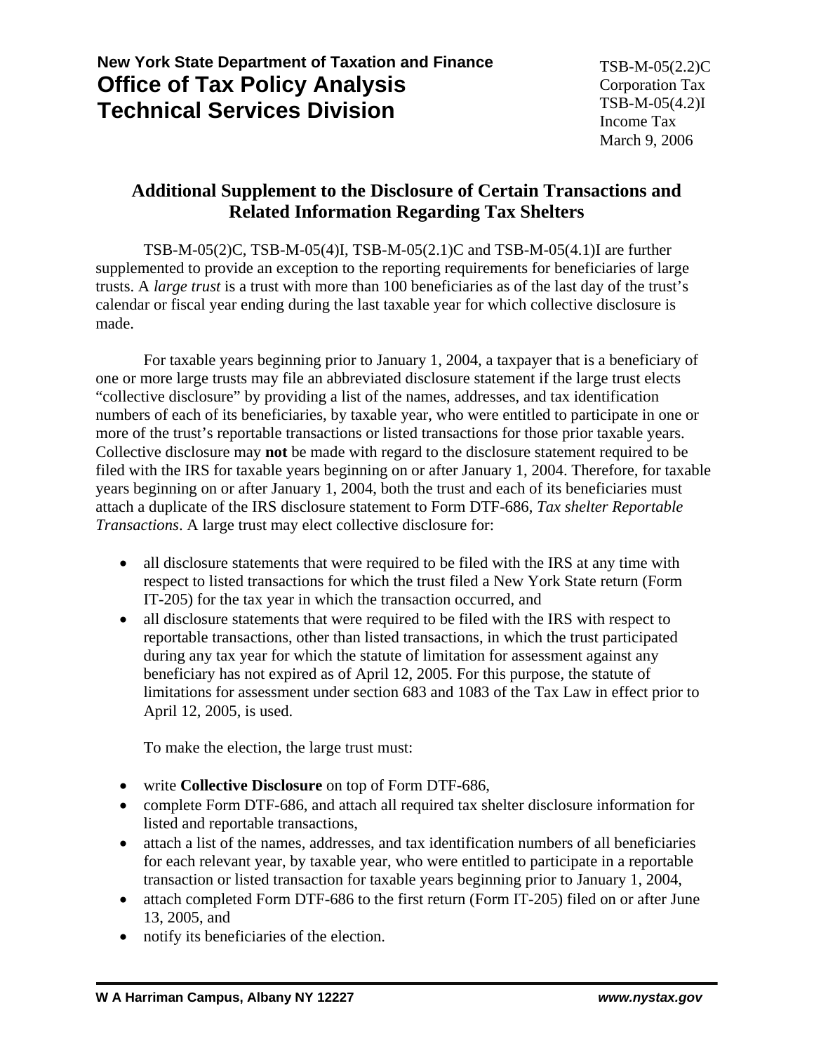New York State Department of Taxation and Finance
**Office of Tax Policy Analysis**
**Technical Services Division**

TSB-M-05(2.2)C
Corporation Tax
TSB-M-05(4.2)I
Income Tax
March 9, 2006

## Additional Supplement to the Disclosure of Certain Transactions and Related Information Regarding Tax Shelters

TSB-M-05(2)C, TSB-M-05(4)I, TSB-M-05(2.1)C and TSB-M-05(4.1)I are further supplemented to provide an exception to the reporting requirements for beneficiaries of large trusts. A *large trust* is a trust with more than 100 beneficiaries as of the last day of the trust's calendar or fiscal year ending during the last taxable year for which collective disclosure is made.

For taxable years beginning prior to January 1, 2004, a taxpayer that is a beneficiary of one or more large trusts may file an abbreviated disclosure statement if the large trust elects "collective disclosure" by providing a list of the names, addresses, and tax identification numbers of each of its beneficiaries, by taxable year, who were entitled to participate in one or more of the trust's reportable transactions or listed transactions for those prior taxable years. Collective disclosure may **not** be made with regard to the disclosure statement required to be filed with the IRS for taxable years beginning on or after January 1, 2004. Therefore, for taxable years beginning on or after January 1, 2004, both the trust and each of its beneficiaries must attach a duplicate of the IRS disclosure statement to Form DTF-686, *Tax shelter Reportable Transactions*. A large trust may elect collective disclosure for:

- all disclosure statements that were required to be filed with the IRS at any time with respect to listed transactions for which the trust filed a New York State return (Form IT-205) for the tax year in which the transaction occurred, and
- all disclosure statements that were required to be filed with the IRS with respect to reportable transactions, other than listed transactions, in which the trust participated during any tax year for which the statute of limitation for assessment against any beneficiary has not expired as of April 12, 2005. For this purpose, the statute of limitations for assessment under section 683 and 1083 of the Tax Law in effect prior to April 12, 2005, is used.

To make the election, the large trust must:

- write **Collective Disclosure** on top of Form DTF-686,
- complete Form DTF-686, and attach all required tax shelter disclosure information for listed and reportable transactions,
- attach a list of the names, addresses, and tax identification numbers of all beneficiaries for each relevant year, by taxable year, who were entitled to participate in a reportable transaction or listed transaction for taxable years beginning prior to January 1, 2004,
- attach completed Form DTF-686 to the first return (Form IT-205) filed on or after June 13, 2005, and
- notify its beneficiaries of the election.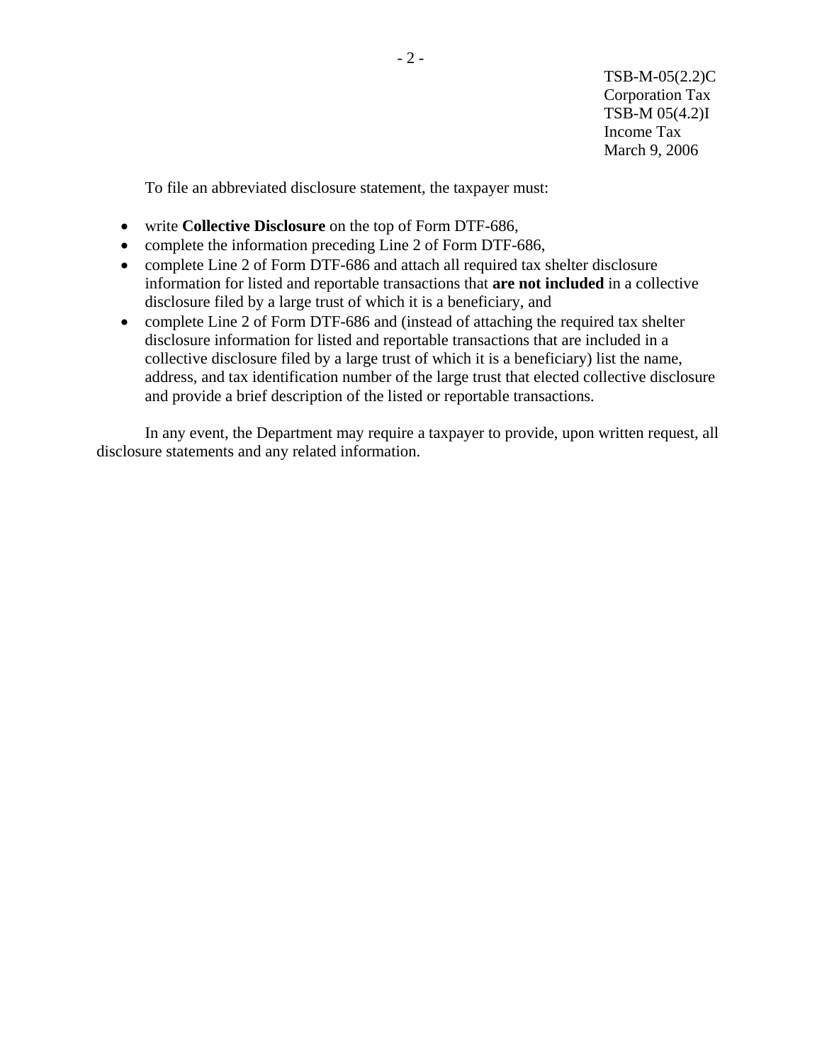To file an abbreviated disclosure statement, the taxpayer must:

- write **Collective Disclosure** on the top of Form DTF-686,
- complete the information preceding Line 2 of Form DTF-686,
- complete Line 2 of Form DTF-686 and attach all required tax shelter disclosure information for listed and reportable transactions that **are not included** in a collective disclosure filed by a large trust of which it is a beneficiary, and
- complete Line 2 of Form DTF-686 and (instead of attaching the required tax shelter disclosure information for listed and reportable transactions that are included in a collective disclosure filed by a large trust of which it is a beneficiary) list the name, address, and tax identification number of the large trust that elected collective disclosure and provide a brief description of the listed or reportable transactions.

In any event, the Department may require a taxpayer to provide, upon written request, all disclosure statements and any related information.